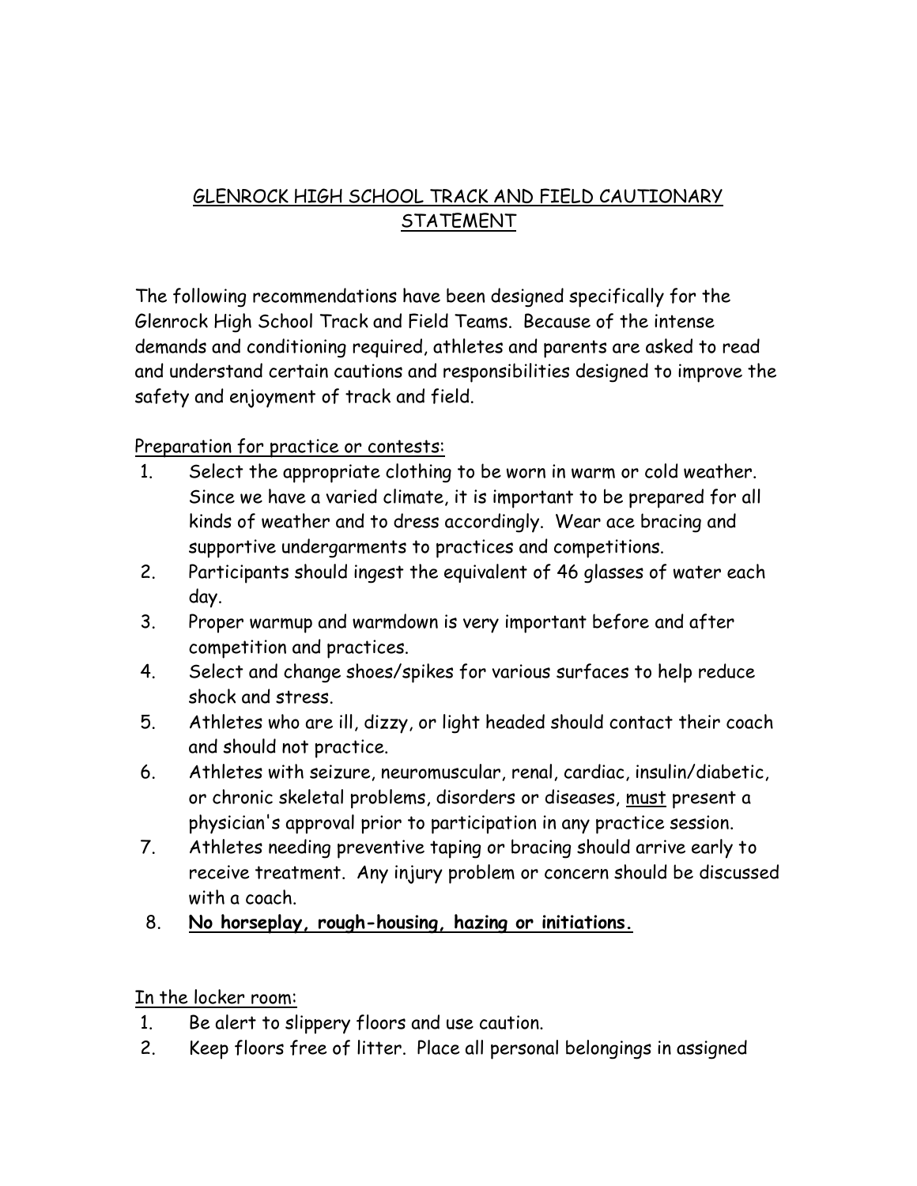# GLENROCK HIGH SCHOOL TRACK AND FIELD CAUTIONARY STATEMENT

The following recommendations have been designed specifically for the Glenrock High School Track and Field Teams. Because of the intense demands and conditioning required, athletes and parents are asked to read and understand certain cautions and responsibilities designed to improve the safety and enjoyment of track and field.

## Preparation for practice or contests:

1. Select the appropriate clothing to be worn in warm or cold weather. Since we have a varied climate, it is important to be prepared for all kinds of weather and to dress accordingly. Wear ace bracing and supportive undergarments to practices and competitions.
2. Participants should ingest the equivalent of 46 glasses of water each day.
3. Proper warmup and warmdown is very important before and after competition and practices.
4. Select and change shoes/spikes for various surfaces to help reduce shock and stress.
5. Athletes who are ill, dizzy, or light headed should contact their coach and should not practice.
6. Athletes with seizure, neuromuscular, renal, cardiac, insulin/diabetic, or chronic skeletal problems, disorders or diseases, must present a physician's approval prior to participation in any practice session.
7. Athletes needing preventive taping or bracing should arrive early to receive treatment. Any injury problem or concern should be discussed with a coach.
8. **No horseplay, rough-housing, hazing or initiations.**

## In the locker room:

1. Be alert to slippery floors and use caution.
2. Keep floors free of litter. Place all personal belongings in assigned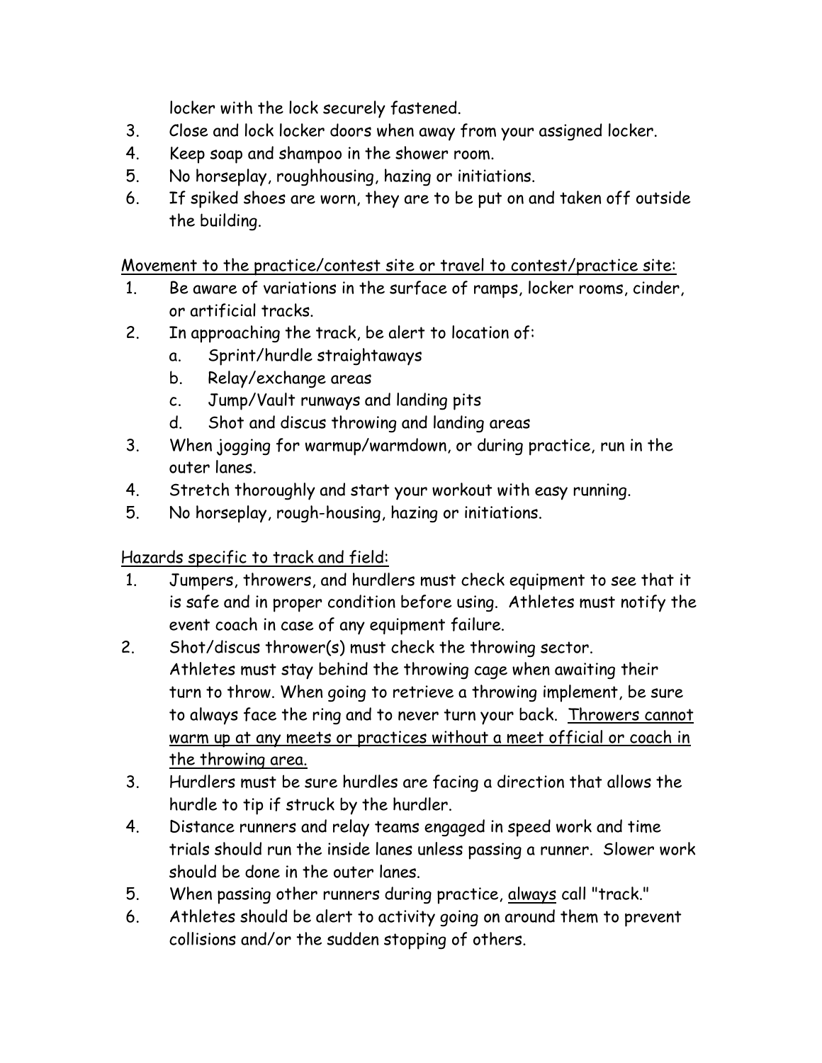locker with the lock securely fastened.

3. Close and lock locker doors when away from your assigned locker.
4. Keep soap and shampoo in the shower room.
5. No horseplay, roughhousing, hazing or initiations.
6. If spiked shoes are worn, they are to be put on and taken off outside the building.

<u>Movement to the practice/contest site or travel to contest/practice site:</u>

1. Be aware of variations in the surface of ramps, locker rooms, cinder, or artificial tracks.
2. In approaching the track, be alert to location of:
   a. Sprint/hurdle straightaways
   b. Relay/exchange areas
   c. Jump/Vault runways and landing pits
   d. Shot and discus throwing and landing areas
3. When jogging for warmup/warmdown, or during practice, run in the outer lanes.
4. Stretch thoroughly and start your workout with easy running.
5. No horseplay, rough-housing, hazing or initiations.

<u>Hazards specific to track and field:</u>

1. Jumpers, throwers, and hurdlers must check equipment to see that it is safe and in proper condition before using. Athletes must notify the event coach in case of any equipment failure.
2. Shot/discus thrower(s) must check the throwing sector. Athletes must stay behind the throwing cage when awaiting their turn to throw. When going to retrieve a throwing implement, be sure to always face the ring and to never turn your back. <u>Throwers cannot warm up at any meets or practices without a meet official or coach in the throwing area.</u>
3. Hurdlers must be sure hurdles are facing a direction that allows the hurdle to tip if struck by the hurdler.
4. Distance runners and relay teams engaged in speed work and time trials should run the inside lanes unless passing a runner. Slower work should be done in the outer lanes.
5. When passing other runners during practice, <u>always</u> call "track."
6. Athletes should be alert to activity going on around them to prevent collisions and/or the sudden stopping of others.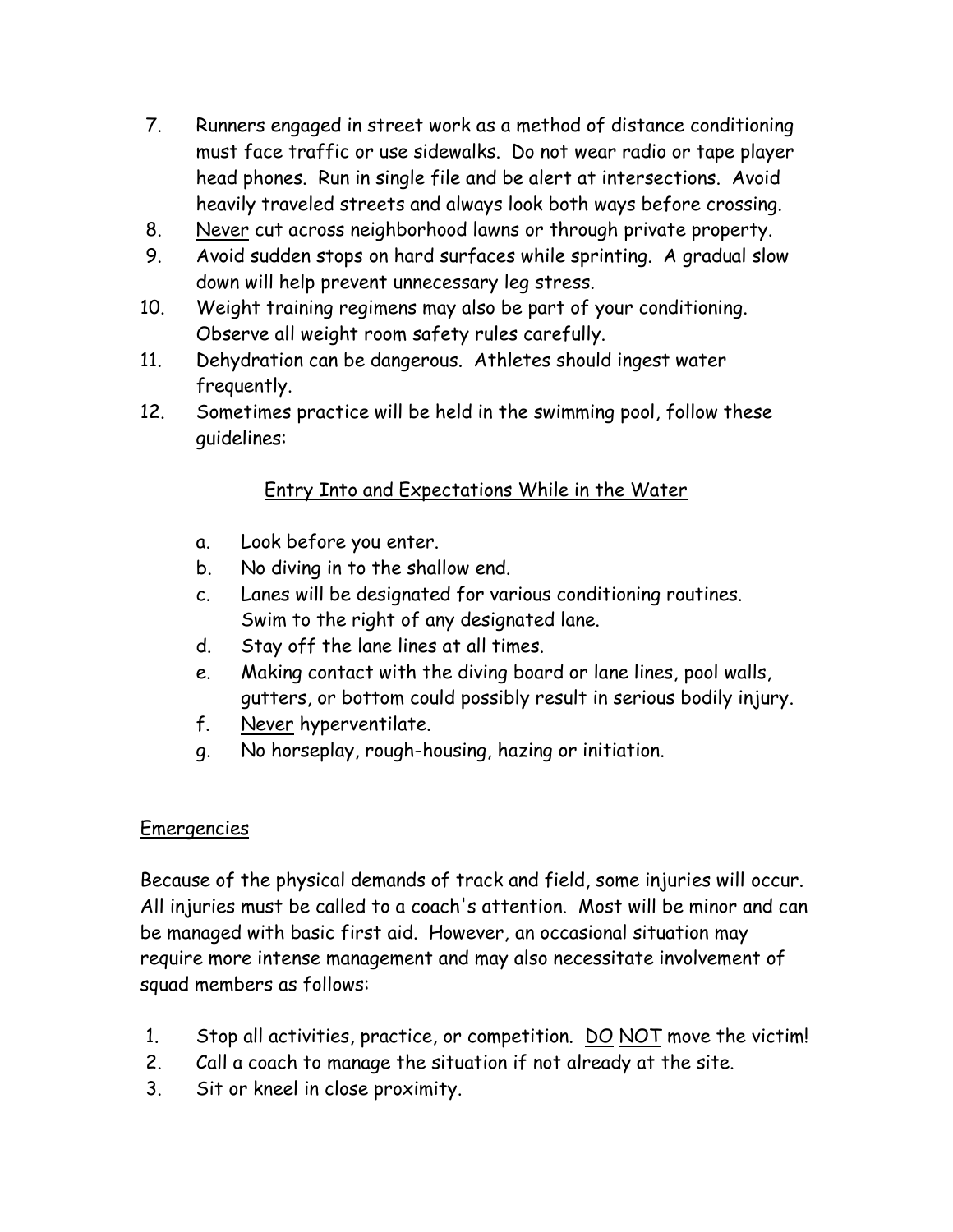7. Runners engaged in street work as a method of distance conditioning must face traffic or use sidewalks. Do not wear radio or tape player head phones. Run in single file and be alert at intersections. Avoid heavily traveled streets and always look both ways before crossing.
8. <u>Never</u> cut across neighborhood lawns or through private property.
9. Avoid sudden stops on hard surfaces while sprinting. A gradual slow down will help prevent unnecessary leg stress.
10. Weight training regimens may also be part of your conditioning. Observe all weight room safety rules carefully.
11. Dehydration can be dangerous. Athletes should ingest water frequently.
12. Sometimes practice will be held in the swimming pool, follow these guidelines:

<u>Entry Into and Expectations While in the Water</u>

a. Look before you enter.
b. No diving in to the shallow end.
c. Lanes will be designated for various conditioning routines. Swim to the right of any designated lane.
d. Stay off the lane lines at all times.
e. Making contact with the diving board or lane lines, pool walls, gutters, or bottom could possibly result in serious bodily injury.
f. <u>Never</u> hyperventilate.
g. No horseplay, rough-housing, hazing or initiation.

## <u>Emergencies</u>

Because of the physical demands of track and field, some injuries will occur. All injuries must be called to a coach's attention. Most will be minor and can be managed with basic first aid. However, an occasional situation may require more intense management and may also necessitate involvement of squad members as follows:

1. Stop all activities, practice, or competition. <u>DO</u> <u>NOT</u> move the victim!
2. Call a coach to manage the situation if not already at the site.
3. Sit or kneel in close proximity.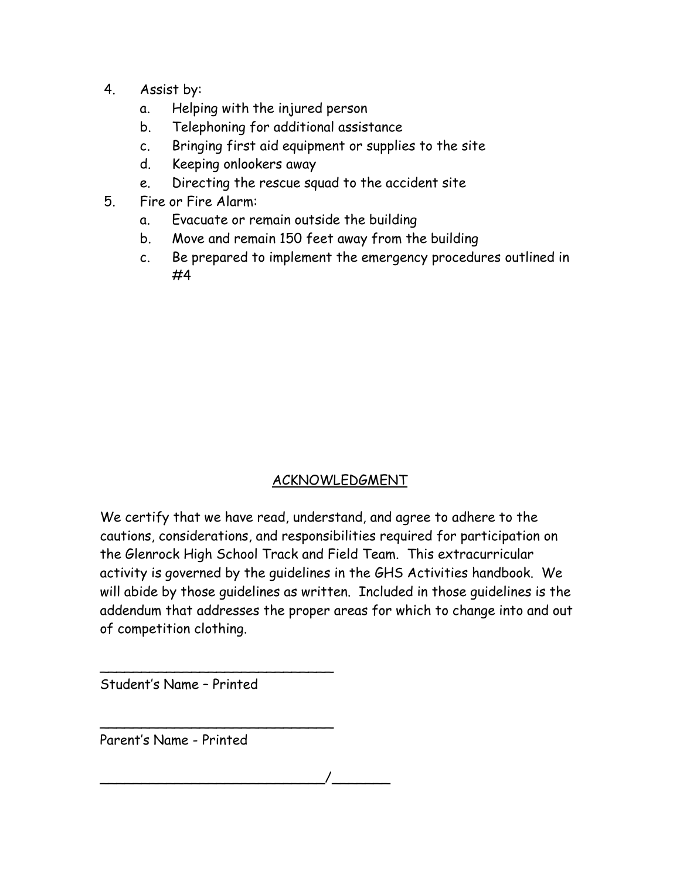4. Assist by:
    a. Helping with the injured person
    b. Telephoning for additional assistance
    c. Bringing first aid equipment or supplies to the site
    d. Keeping onlookers away
    e. Directing the rescue squad to the accident site
5. Fire or Fire Alarm:
    a. Evacuate or remain outside the building
    b. Move and remain 150 feet away from the building
    c. Be prepared to implement the emergency procedures outlined in #4

## ACKNOWLEDGMENT

We certify that we have read, understand, and agree to adhere to the cautions, considerations, and responsibilities required for participation on the Glenrock High School Track and Field Team. This extracurricular activity is governed by the guidelines in the GHS Activities handbook. We will abide by those guidelines as written. Included in those guidelines is the addendum that addresses the proper areas for which to change into and out of competition clothing.

_____________________________
Student's Name – Printed

_____________________________
Parent's Name - Printed

____________________________/_______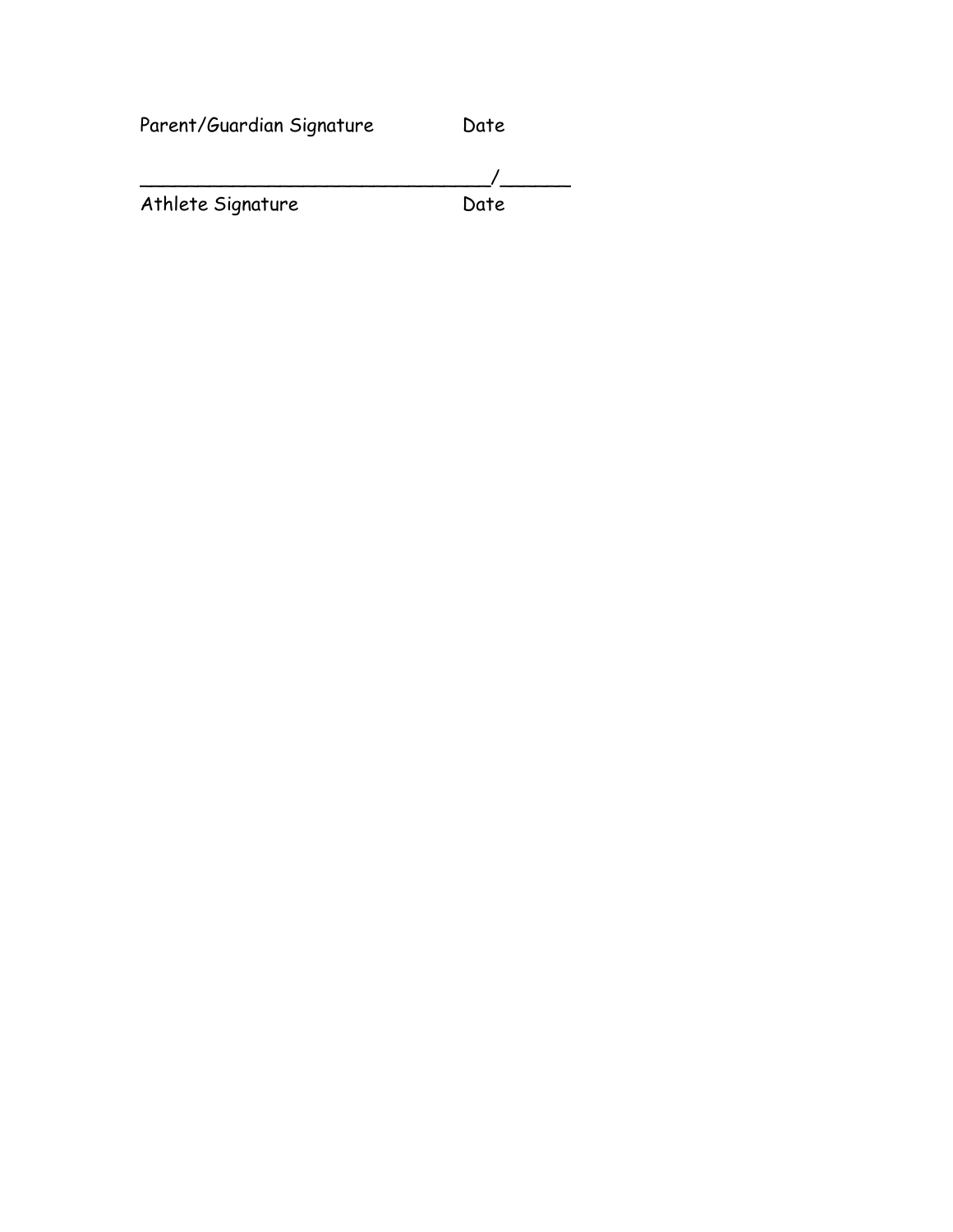Parent/Guardian Signature Date

_______________________________/______
Athlete Signature Date